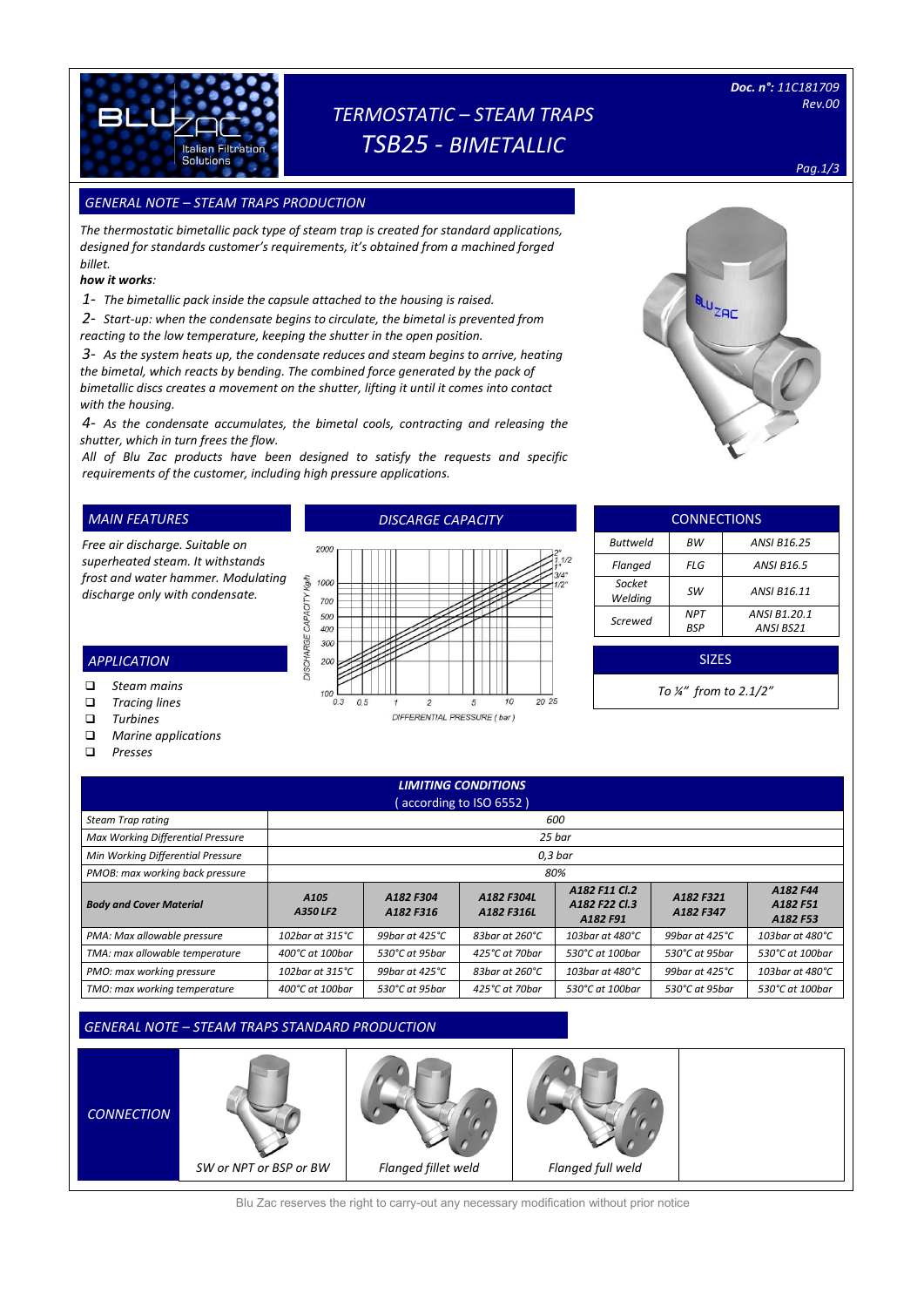# TERMOSTATIC – STEAM TRAPS
# TSB25 - BIMETALLIC

**Doc. n°:** 11C181709
Rev.00

## GENERAL NOTE – STEAM TRAPS PRODUCTION

*The thermostatic bimetallic pack type of steam trap is created for standard applications, designed for standards customer's requirements, it's obtained from a machined forged billet.*

***how it works:***

1- *The bimetallic pack inside the capsule attached to the housing is raised.*

2- *Start-up: when the condensate begins to circulate, the bimetal is prevented from reacting to the low temperature, keeping the shutter in the open position.*

3- *As the system heats up, the condensate reduces and steam begins to arrive, heating the bimetal, which reacts by bending. The combined force generated by the pack of bimetallic discs creates a movement on the shutter, lifting it until it comes into contact with the housing.*

4- *As the condensate accumulates, the bimetal cools, contracting and releasing the shutter, which in turn frees the flow.*

*All of Blu Zac products have been designed to satisfy the requests and specific requirements of the customer, including high pressure applications.*

## MAIN FEATURES

*Free air discharge. Suitable on superheated steam. It withstands frost and water hammer. Modulating discharge only with condensate.*

## APPLICATION

- Steam mains
- Tracing lines
- Turbines
- Marine applications
- Presses

## DISCHARGE CAPACITY

DISCHARGE CAPACITY Kg/h (100 – 2000) vs DIFFERENTIAL PRESSURE ( bar ) (0.3 – 25); curves: 1/2", 3/4", 1", 1 1/2", 2"

## CONNECTIONS

| | | |
|---|---|---|
| Buttweld | BW | ANSI B16.25 |
| Flanged | FLG | ANSI B16.5 |
| Socket Welding | SW | ANSI B16.11 |
| Screwed | NPT BSP | ANSI B1.20.1 ANSI BS21 |

## SIZES

To ¼" from to 2.1/2"

## LIMITING CONDITIONS ( according to ISO 6552 )

| | | | | | | |
|---|---|---|---|---|---|---|
| Steam Trap rating | 600 | | | | | |
| Max Working Differential Pressure | 25 bar | | | | | |
| Min Working Differential Pressure | 0,3 bar | | | | | |
| PMOB: max working back pressure | 80% | | | | | |
| **Body and Cover Material** | **A105 A350 LF2** | **A182 F304 A182 F316** | **A182 F304L A182 F316L** | **A182 F11 Cl.2 A182 F22 Cl.3 A182 F91** | **A182 F321 A182 F347** | **A182 F44 A182 F51 A182 F53** |
| PMA: Max allowable pressure | 102bar at 315°C | 99bar at 425°C | 83bar at 260°C | 103bar at 480°C | 99bar at 425°C | 103bar at 480°C |
| TMA: max allowable temperature | 400°C at 100bar | 530°C at 95bar | 425°C at 70bar | 530°C at 100bar | 530°C at 95bar | 530°C at 100bar |
| PMO: max working pressure | 102bar at 315°C | 99bar at 425°C | 83bar at 260°C | 103bar at 480°C | 99bar at 425°C | 103bar at 480°C |
| TMO: max working temperature | 400°C at 100bar | 530°C at 95bar | 425°C at 70bar | 530°C at 100bar | 530°C at 95bar | 530°C at 100bar |

## GENERAL NOTE – STEAM TRAPS STANDARD PRODUCTION

| CONNECTION | | | |
|---|---|---|---|
| | SW or NPT or BSP or BW | Flanged fillet weld | Flanged full weld |

Blu Zac reserves the right to carry-out any necessary modification without prior notice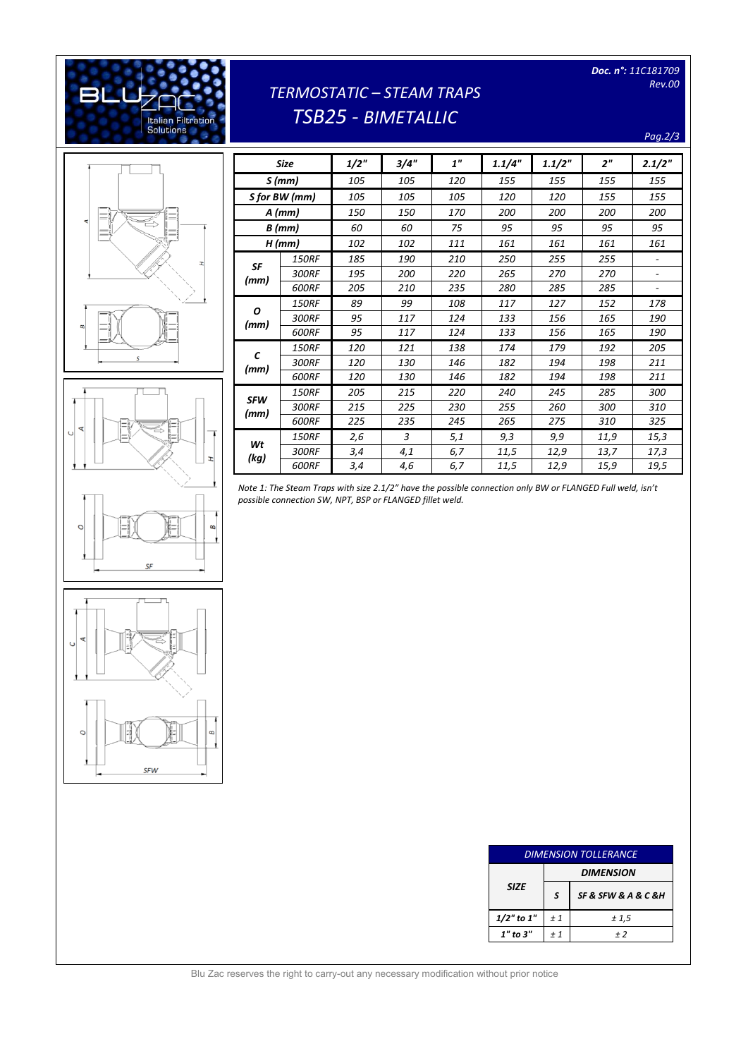# TERMOSTATIC – STEAM TRAPS
## TSB25 - BIMETALLIC

Doc. n°: 11C181709
Rev.00

| Size | | 1/2" | 3/4" | 1" | 1.1/4" | 1.1/2" | 2" | 2.1/2" |
|---|---|---|---|---|---|---|---|---|
| S (mm) | | 105 | 105 | 120 | 155 | 155 | 155 | 155 |
| S for BW (mm) | | 105 | 105 | 105 | 120 | 120 | 155 | 155 |
| A (mm) | | 150 | 150 | 170 | 200 | 200 | 200 | 200 |
| B (mm) | | 60 | 60 | 75 | 95 | 95 | 95 | 95 |
| H (mm) | | 102 | 102 | 111 | 161 | 161 | 161 | 161 |
| SF (mm) | 150RF | 185 | 190 | 210 | 250 | 255 | 255 | - |
| | 300RF | 195 | 200 | 220 | 265 | 270 | 270 | - |
| | 600RF | 205 | 210 | 235 | 280 | 285 | 285 | - |
| O (mm) | 150RF | 89 | 99 | 108 | 117 | 127 | 152 | 178 |
| | 300RF | 95 | 117 | 124 | 133 | 156 | 165 | 190 |
| | 600RF | 95 | 117 | 124 | 133 | 156 | 165 | 190 |
| C (mm) | 150RF | 120 | 121 | 138 | 174 | 179 | 192 | 205 |
| | 300RF | 120 | 130 | 146 | 182 | 194 | 198 | 211 |
| | 600RF | 120 | 130 | 146 | 182 | 194 | 198 | 211 |
| SFW (mm) | 150RF | 205 | 215 | 220 | 240 | 245 | 285 | 300 |
| | 300RF | 215 | 225 | 230 | 255 | 260 | 300 | 310 |
| | 600RF | 225 | 235 | 245 | 265 | 275 | 310 | 325 |
| Wt (kg) | 150RF | 2,6 | 3 | 5,1 | 9,3 | 9,9 | 11,9 | 15,3 |
| | 300RF | 3,4 | 4,1 | 6,7 | 11,5 | 12,9 | 13,7 | 17,3 |
| | 600RF | 3,4 | 4,6 | 6,7 | 11,5 | 12,9 | 15,9 | 19,5 |

*Note 1: The Steam Traps with size 2.1/2" have the possible connection only BW or FLANGED Full weld, isn't possible connection SW, NPT, BSP or FLANGED fillet weld.*

| DIMENSION TOLLERANCE | | |
|---|---|---|
| SIZE | DIMENSION | |
| | S | SF & SFW & A & C &H |
| 1/2" to 1" | ± 1 | ± 1,5 |
| 1" to 3" | ± 1 | ± 2 |

Blu Zac reserves the right to carry-out any necessary modification without prior notice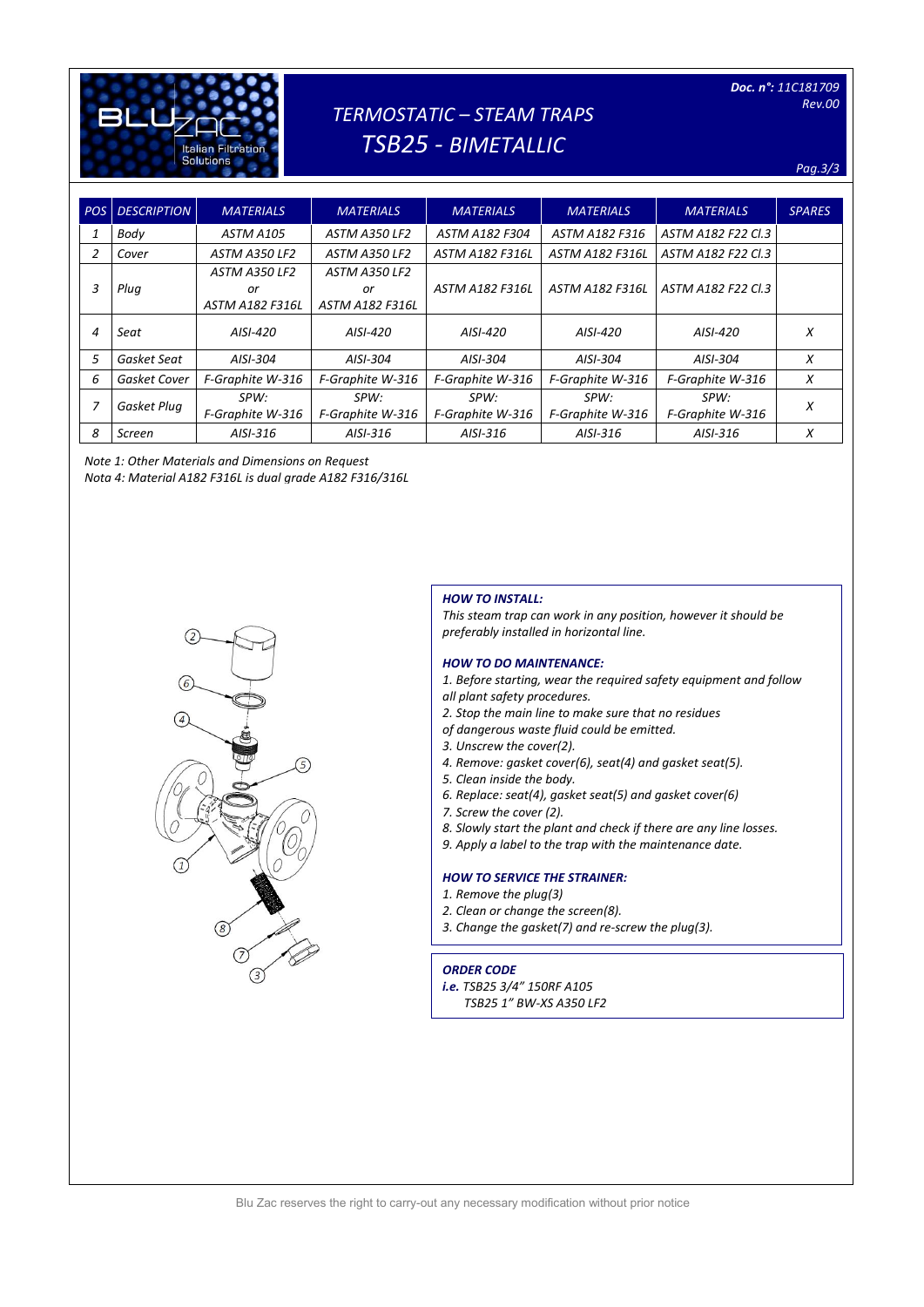# TERMOSTATIC – STEAM TRAPS
## TSB25 - BIMETALLIC

*Doc. n°: 11C181709 Rev.00*

| POS | DESCRIPTION | MATERIALS | MATERIALS | MATERIALS | MATERIALS | MATERIALS | SPARES |
|---|---|---|---|---|---|---|---|
| 1 | Body | ASTM A105 | ASTM A350 LF2 | ASTM A182 F304 | ASTM A182 F316 | ASTM A182 F22 Cl.3 | |
| 2 | Cover | ASTM A350 LF2 | ASTM A350 LF2 | ASTM A182 F316L | ASTM A182 F316L | ASTM A182 F22 Cl.3 | |
| 3 | Plug | ASTM A350 LF2 or ASTM A182 F316L | ASTM A350 LF2 or ASTM A182 F316L | ASTM A182 F316L | ASTM A182 F316L | ASTM A182 F22 Cl.3 | |
| 4 | Seat | AISI-420 | AISI-420 | AISI-420 | AISI-420 | AISI-420 | X |
| 5 | Gasket Seat | AISI-304 | AISI-304 | AISI-304 | AISI-304 | AISI-304 | X |
| 6 | Gasket Cover | F-Graphite W-316 | F-Graphite W-316 | F-Graphite W-316 | F-Graphite W-316 | F-Graphite W-316 | X |
| 7 | Gasket Plug | SPW: F-Graphite W-316 | SPW: F-Graphite W-316 | SPW: F-Graphite W-316 | SPW: F-Graphite W-316 | SPW: F-Graphite W-316 | X |
| 8 | Screen | AISI-316 | AISI-316 | AISI-316 | AISI-316 | AISI-316 | X |

*Note 1: Other Materials and Dimensions on Request*
*Nota 4: Material A182 F316L is dual grade A182 F316/316L*

2
6
4
5
1
8
7
3

***HOW TO INSTALL:***
*This steam trap can work in any position, however it should be preferably installed in horizontal line.*

***HOW TO DO MAINTENANCE:***
*1. Before starting, wear the required safety equipment and follow all plant safety procedures.*
*2. Stop the main line to make sure that no residues of dangerous waste fluid could be emitted.*
*3. Unscrew the cover(2).*
*4. Remove: gasket cover(6), seat(4) and gasket seat(5).*
*5. Clean inside the body.*
*6. Replace: seat(4), gasket seat(5) and gasket cover(6)*
*7. Screw the cover (2).*
*8. Slowly start the plant and check if there are any line losses.*
*9. Apply a label to the trap with the maintenance date.*

***HOW TO SERVICE THE STRAINER:***
*1. Remove the plug(3)*
*2. Clean or change the screen(8).*
*3. Change the gasket(7) and re-screw the plug(3).*

***ORDER CODE***
***i.e.*** *TSB25 3/4" 150RF A105*
*TSB25 1" BW-XS A350 LF2*

Blu Zac reserves the right to carry-out any necessary modification without prior notice